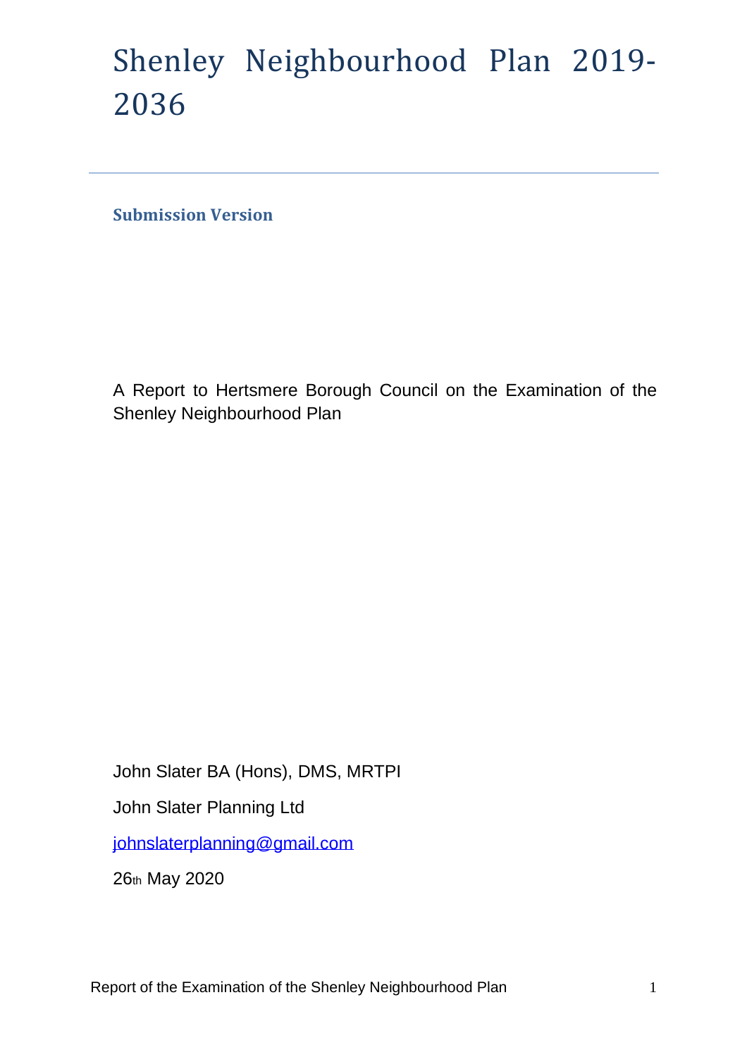# Shenley Neighbourhood Plan 2019-2036

---

**Submission Version**

A Report to Hertsmere Borough Council on the Examination of the Shenley Neighbourhood Plan

John Slater BA (Hons), DMS, MRTPI

John Slater Planning Ltd

johnslaterplanning@gmail.com

26th May 2020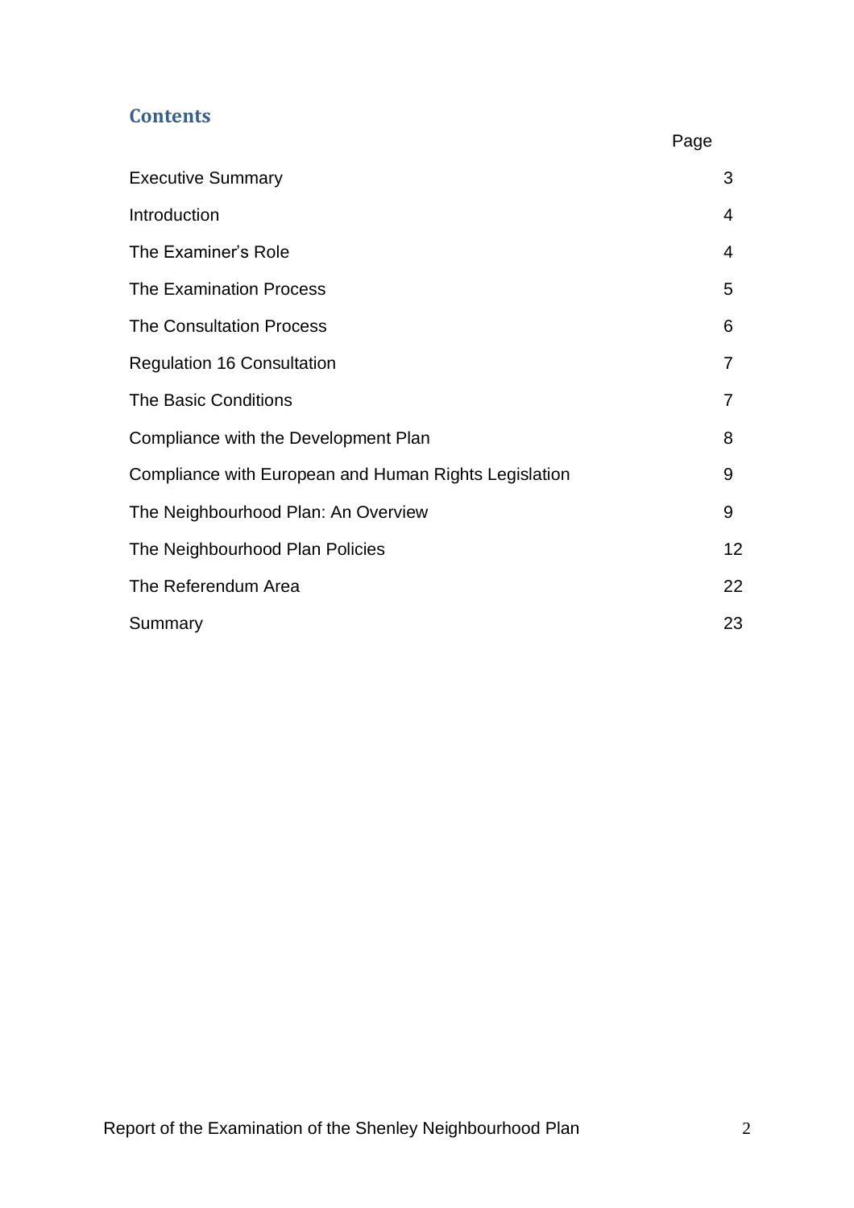## Contents

| | Page |
|---|---|
| Executive Summary | 3 |
| Introduction | 4 |
| The Examiner's Role | 4 |
| The Examination Process | 5 |
| The Consultation Process | 6 |
| Regulation 16 Consultation | 7 |
| The Basic Conditions | 7 |
| Compliance with the Development Plan | 8 |
| Compliance with European and Human Rights Legislation | 9 |
| The Neighbourhood Plan: An Overview | 9 |
| The Neighbourhood Plan Policies | 12 |
| The Referendum Area | 22 |
| Summary | 23 |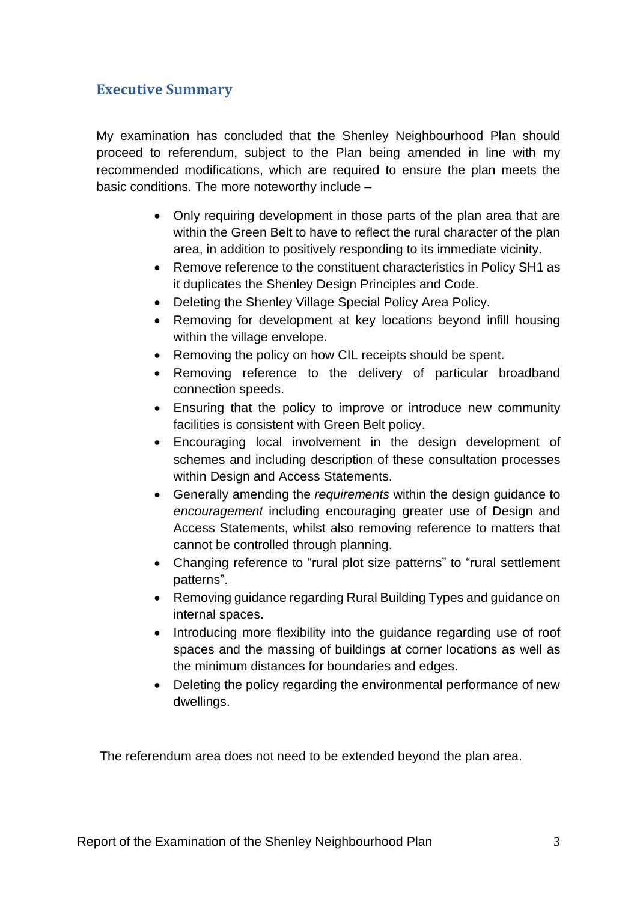## Executive Summary

My examination has concluded that the Shenley Neighbourhood Plan should proceed to referendum, subject to the Plan being amended in line with my recommended modifications, which are required to ensure the plan meets the basic conditions. The more noteworthy include –

- Only requiring development in those parts of the plan area that are within the Green Belt to have to reflect the rural character of the plan area, in addition to positively responding to its immediate vicinity.
- Remove reference to the constituent characteristics in Policy SH1 as it duplicates the Shenley Design Principles and Code.
- Deleting the Shenley Village Special Policy Area Policy.
- Removing for development at key locations beyond infill housing within the village envelope.
- Removing the policy on how CIL receipts should be spent.
- Removing reference to the delivery of particular broadband connection speeds.
- Ensuring that the policy to improve or introduce new community facilities is consistent with Green Belt policy.
- Encouraging local involvement in the design development of schemes and including description of these consultation processes within Design and Access Statements.
- Generally amending the *requirements* within the design guidance to *encouragement* including encouraging greater use of Design and Access Statements, whilst also removing reference to matters that cannot be controlled through planning.
- Changing reference to "rural plot size patterns" to "rural settlement patterns".
- Removing guidance regarding Rural Building Types and guidance on internal spaces.
- Introducing more flexibility into the guidance regarding use of roof spaces and the massing of buildings at corner locations as well as the minimum distances for boundaries and edges.
- Deleting the policy regarding the environmental performance of new dwellings.

The referendum area does not need to be extended beyond the plan area.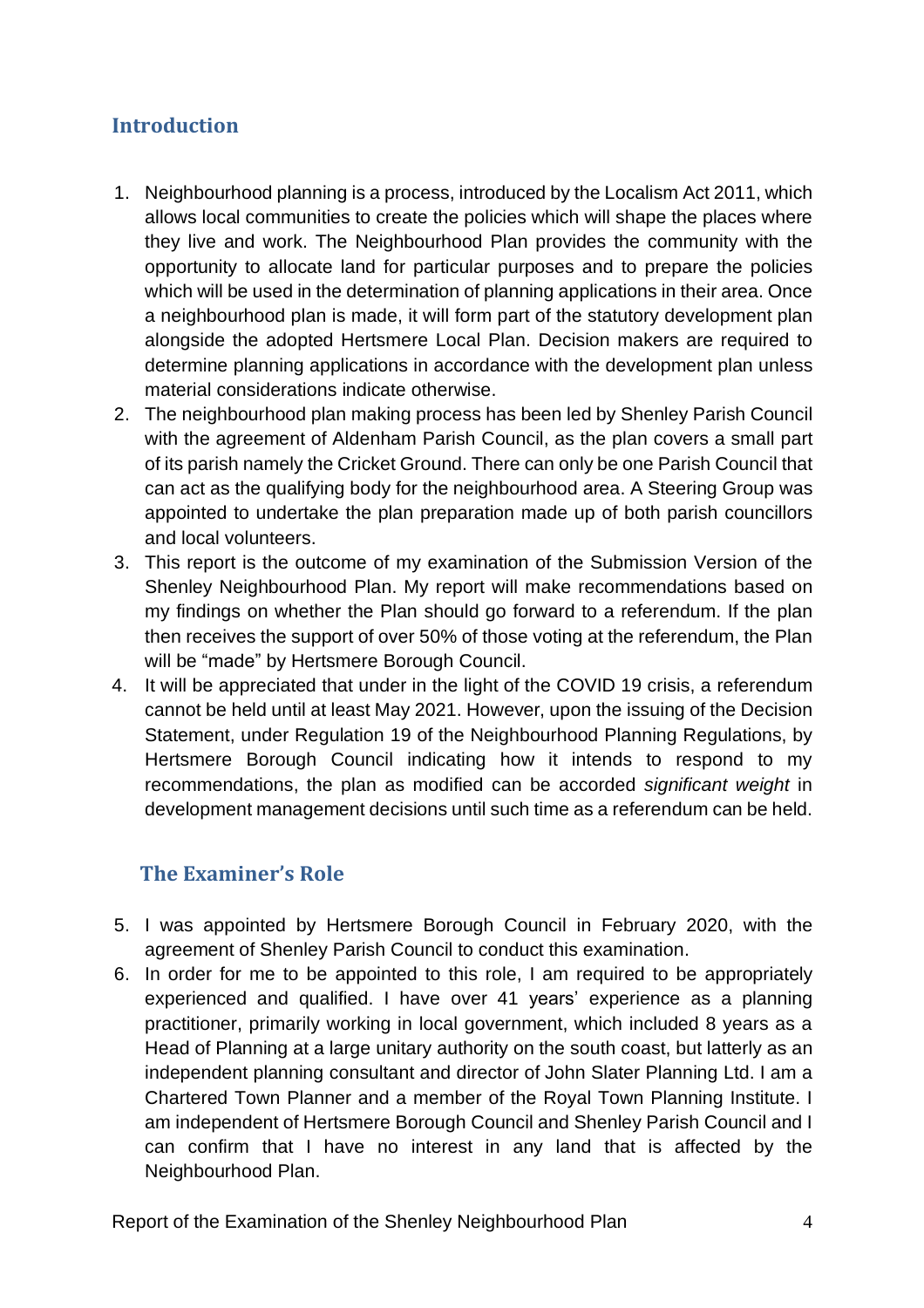## Introduction

1. Neighbourhood planning is a process, introduced by the Localism Act 2011, which allows local communities to create the policies which will shape the places where they live and work. The Neighbourhood Plan provides the community with the opportunity to allocate land for particular purposes and to prepare the policies which will be used in the determination of planning applications in their area. Once a neighbourhood plan is made, it will form part of the statutory development plan alongside the adopted Hertsmere Local Plan. Decision makers are required to determine planning applications in accordance with the development plan unless material considerations indicate otherwise.
2. The neighbourhood plan making process has been led by Shenley Parish Council with the agreement of Aldenham Parish Council, as the plan covers a small part of its parish namely the Cricket Ground. There can only be one Parish Council that can act as the qualifying body for the neighbourhood area. A Steering Group was appointed to undertake the plan preparation made up of both parish councillors and local volunteers.
3. This report is the outcome of my examination of the Submission Version of the Shenley Neighbourhood Plan. My report will make recommendations based on my findings on whether the Plan should go forward to a referendum. If the plan then receives the support of over 50% of those voting at the referendum, the Plan will be "made" by Hertsmere Borough Council.
4. It will be appreciated that under in the light of the COVID 19 crisis, a referendum cannot be held until at least May 2021. However, upon the issuing of the Decision Statement, under Regulation 19 of the Neighbourhood Planning Regulations, by Hertsmere Borough Council indicating how it intends to respond to my recommendations, the plan as modified can be accorded *significant weight* in development management decisions until such time as a referendum can be held.

## The Examiner's Role

5. I was appointed by Hertsmere Borough Council in February 2020, with the agreement of Shenley Parish Council to conduct this examination.
6. In order for me to be appointed to this role, I am required to be appropriately experienced and qualified. I have over 41 years' experience as a planning practitioner, primarily working in local government, which included 8 years as a Head of Planning at a large unitary authority on the south coast, but latterly as an independent planning consultant and director of John Slater Planning Ltd. I am a Chartered Town Planner and a member of the Royal Town Planning Institute. I am independent of Hertsmere Borough Council and Shenley Parish Council and I can confirm that I have no interest in any land that is affected by the Neighbourhood Plan.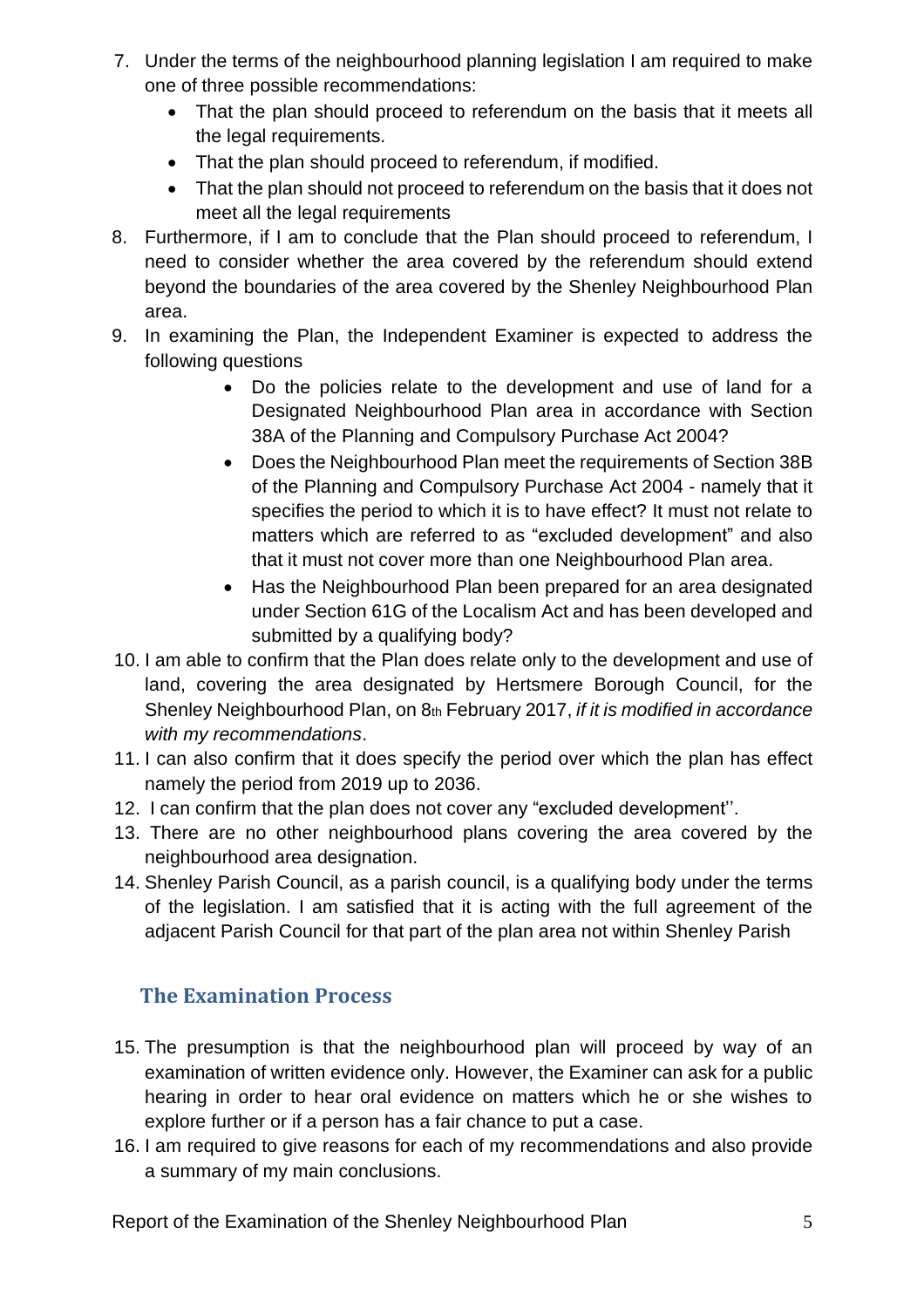7. Under the terms of the neighbourhood planning legislation I am required to make one of three possible recommendations:
   - That the plan should proceed to referendum on the basis that it meets all the legal requirements.
   - That the plan should proceed to referendum, if modified.
   - That the plan should not proceed to referendum on the basis that it does not meet all the legal requirements
8. Furthermore, if I am to conclude that the Plan should proceed to referendum, I need to consider whether the area covered by the referendum should extend beyond the boundaries of the area covered by the Shenley Neighbourhood Plan area.
9. In examining the Plan, the Independent Examiner is expected to address the following questions
   - Do the policies relate to the development and use of land for a Designated Neighbourhood Plan area in accordance with Section 38A of the Planning and Compulsory Purchase Act 2004?
   - Does the Neighbourhood Plan meet the requirements of Section 38B of the Planning and Compulsory Purchase Act 2004 - namely that it specifies the period to which it is to have effect? It must not relate to matters which are referred to as "excluded development" and also that it must not cover more than one Neighbourhood Plan area.
   - Has the Neighbourhood Plan been prepared for an area designated under Section 61G of the Localism Act and has been developed and submitted by a qualifying body?
10. I am able to confirm that the Plan does relate only to the development and use of land, covering the area designated by Hertsmere Borough Council, for the Shenley Neighbourhood Plan, on 8th February 2017, *if it is modified in accordance with my recommendations*.
11. I can also confirm that it does specify the period over which the plan has effect namely the period from 2019 up to 2036.
12. I can confirm that the plan does not cover any "excluded development''.
13. There are no other neighbourhood plans covering the area covered by the neighbourhood area designation.
14. Shenley Parish Council, as a parish council, is a qualifying body under the terms of the legislation. I am satisfied that it is acting with the full agreement of the adjacent Parish Council for that part of the plan area not within Shenley Parish

## The Examination Process

15. The presumption is that the neighbourhood plan will proceed by way of an examination of written evidence only. However, the Examiner can ask for a public hearing in order to hear oral evidence on matters which he or she wishes to explore further or if a person has a fair chance to put a case.
16. I am required to give reasons for each of my recommendations and also provide a summary of my main conclusions.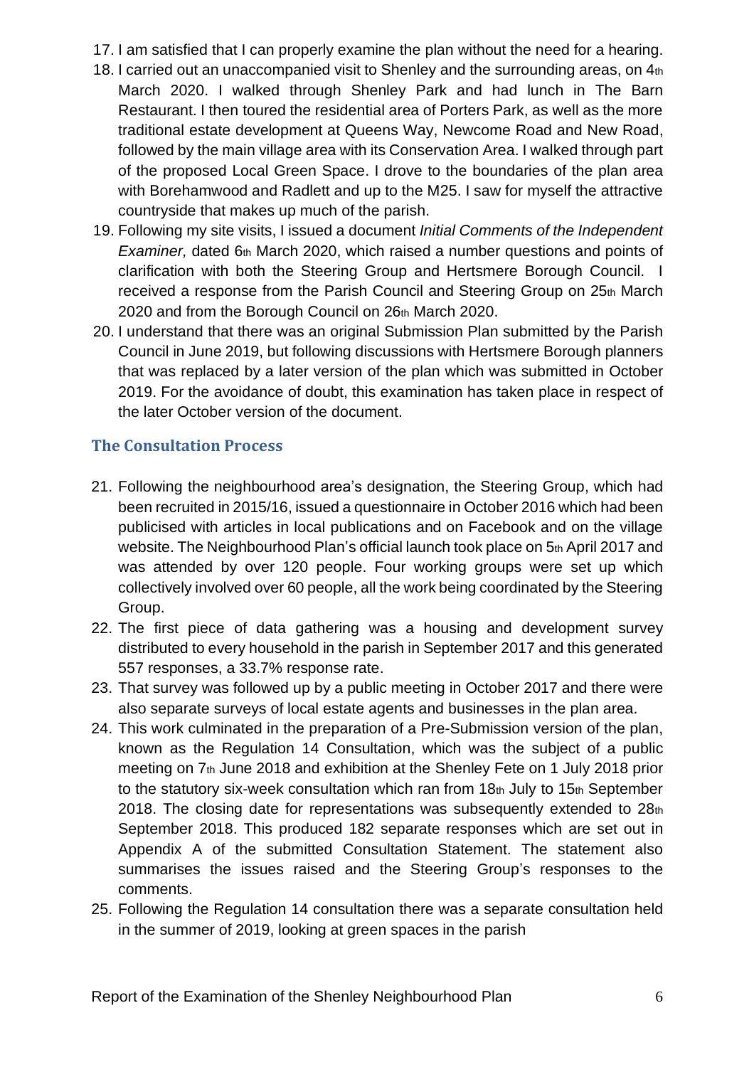17. I am satisfied that I can properly examine the plan without the need for a hearing.
18. I carried out an unaccompanied visit to Shenley and the surrounding areas, on 4th March 2020. I walked through Shenley Park and had lunch in The Barn Restaurant. I then toured the residential area of Porters Park, as well as the more traditional estate development at Queens Way, Newcome Road and New Road, followed by the main village area with its Conservation Area. I walked through part of the proposed Local Green Space. I drove to the boundaries of the plan area with Borehamwood and Radlett and up to the M25. I saw for myself the attractive countryside that makes up much of the parish.
19. Following my site visits, I issued a document *Initial Comments of the Independent Examiner,* dated 6th March 2020, which raised a number questions and points of clarification with both the Steering Group and Hertsmere Borough Council. I received a response from the Parish Council and Steering Group on 25th March 2020 and from the Borough Council on 26th March 2020.
20. I understand that there was an original Submission Plan submitted by the Parish Council in June 2019, but following discussions with Hertsmere Borough planners that was replaced by a later version of the plan which was submitted in October 2019. For the avoidance of doubt, this examination has taken place in respect of the later October version of the document.

## The Consultation Process

21. Following the neighbourhood area's designation, the Steering Group, which had been recruited in 2015/16, issued a questionnaire in October 2016 which had been publicised with articles in local publications and on Facebook and on the village website. The Neighbourhood Plan's official launch took place on 5th April 2017 and was attended by over 120 people. Four working groups were set up which collectively involved over 60 people, all the work being coordinated by the Steering Group.
22. The first piece of data gathering was a housing and development survey distributed to every household in the parish in September 2017 and this generated 557 responses, a 33.7% response rate.
23. That survey was followed up by a public meeting in October 2017 and there were also separate surveys of local estate agents and businesses in the plan area.
24. This work culminated in the preparation of a Pre-Submission version of the plan, known as the Regulation 14 Consultation, which was the subject of a public meeting on 7th June 2018 and exhibition at the Shenley Fete on 1 July 2018 prior to the statutory six-week consultation which ran from 18th July to 15th September 2018. The closing date for representations was subsequently extended to 28th September 2018. This produced 182 separate responses which are set out in Appendix A of the submitted Consultation Statement. The statement also summarises the issues raised and the Steering Group's responses to the comments.
25. Following the Regulation 14 consultation there was a separate consultation held in the summer of 2019, looking at green spaces in the parish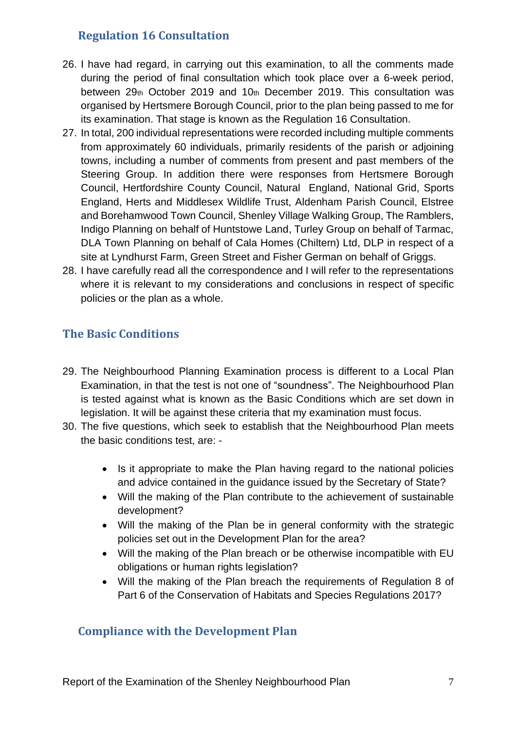## Regulation 16 Consultation

26. I have had regard, in carrying out this examination, to all the comments made during the period of final consultation which took place over a 6-week period, between 29th October 2019 and 10th December 2019. This consultation was organised by Hertsmere Borough Council, prior to the plan being passed to me for its examination. That stage is known as the Regulation 16 Consultation.
27. In total, 200 individual representations were recorded including multiple comments from approximately 60 individuals, primarily residents of the parish or adjoining towns, including a number of comments from present and past members of the Steering Group. In addition there were responses from Hertsmere Borough Council, Hertfordshire County Council, Natural England, National Grid, Sports England, Herts and Middlesex Wildlife Trust, Aldenham Parish Council, Elstree and Borehamwood Town Council, Shenley Village Walking Group, The Ramblers, Indigo Planning on behalf of Huntstowe Land, Turley Group on behalf of Tarmac, DLA Town Planning on behalf of Cala Homes (Chiltern) Ltd, DLP in respect of a site at Lyndhurst Farm, Green Street and Fisher German on behalf of Griggs.
28. I have carefully read all the correspondence and I will refer to the representations where it is relevant to my considerations and conclusions in respect of specific policies or the plan as a whole.

## The Basic Conditions

29. The Neighbourhood Planning Examination process is different to a Local Plan Examination, in that the test is not one of "soundness". The Neighbourhood Plan is tested against what is known as the Basic Conditions which are set down in legislation. It will be against these criteria that my examination must focus.
30. The five questions, which seek to establish that the Neighbourhood Plan meets the basic conditions test, are: -

    - Is it appropriate to make the Plan having regard to the national policies and advice contained in the guidance issued by the Secretary of State?
    - Will the making of the Plan contribute to the achievement of sustainable development?
    - Will the making of the Plan be in general conformity with the strategic policies set out in the Development Plan for the area?
    - Will the making of the Plan breach or be otherwise incompatible with EU obligations or human rights legislation?
    - Will the making of the Plan breach the requirements of Regulation 8 of Part 6 of the Conservation of Habitats and Species Regulations 2017?

## Compliance with the Development Plan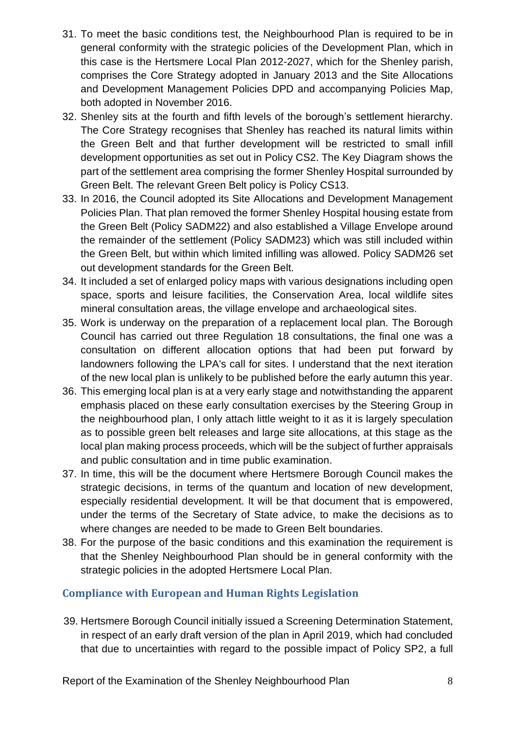31. To meet the basic conditions test, the Neighbourhood Plan is required to be in general conformity with the strategic policies of the Development Plan, which in this case is the Hertsmere Local Plan 2012-2027, which for the Shenley parish, comprises the Core Strategy adopted in January 2013 and the Site Allocations and Development Management Policies DPD and accompanying Policies Map, both adopted in November 2016.
32. Shenley sits at the fourth and fifth levels of the borough's settlement hierarchy. The Core Strategy recognises that Shenley has reached its natural limits within the Green Belt and that further development will be restricted to small infill development opportunities as set out in Policy CS2. The Key Diagram shows the part of the settlement area comprising the former Shenley Hospital surrounded by Green Belt. The relevant Green Belt policy is Policy CS13.
33. In 2016, the Council adopted its Site Allocations and Development Management Policies Plan. That plan removed the former Shenley Hospital housing estate from the Green Belt (Policy SADM22) and also established a Village Envelope around the remainder of the settlement (Policy SADM23) which was still included within the Green Belt, but within which limited infilling was allowed. Policy SADM26 set out development standards for the Green Belt.
34. It included a set of enlarged policy maps with various designations including open space, sports and leisure facilities, the Conservation Area, local wildlife sites mineral consultation areas, the village envelope and archaeological sites.
35. Work is underway on the preparation of a replacement local plan. The Borough Council has carried out three Regulation 18 consultations, the final one was a consultation on different allocation options that had been put forward by landowners following the LPA's call for sites. I understand that the next iteration of the new local plan is unlikely to be published before the early autumn this year.
36. This emerging local plan is at a very early stage and notwithstanding the apparent emphasis placed on these early consultation exercises by the Steering Group in the neighbourhood plan, I only attach little weight to it as it is largely speculation as to possible green belt releases and large site allocations, at this stage as the local plan making process proceeds, which will be the subject of further appraisals and public consultation and in time public examination.
37. In time, this will be the document where Hertsmere Borough Council makes the strategic decisions, in terms of the quantum and location of new development, especially residential development. It will be that document that is empowered, under the terms of the Secretary of State advice, to make the decisions as to where changes are needed to be made to Green Belt boundaries.
38. For the purpose of the basic conditions and this examination the requirement is that the Shenley Neighbourhood Plan should be in general conformity with the strategic policies in the adopted Hertsmere Local Plan.

## Compliance with European and Human Rights Legislation

39. Hertsmere Borough Council initially issued a Screening Determination Statement, in respect of an early draft version of the plan in April 2019, which had concluded that due to uncertainties with regard to the possible impact of Policy SP2, a full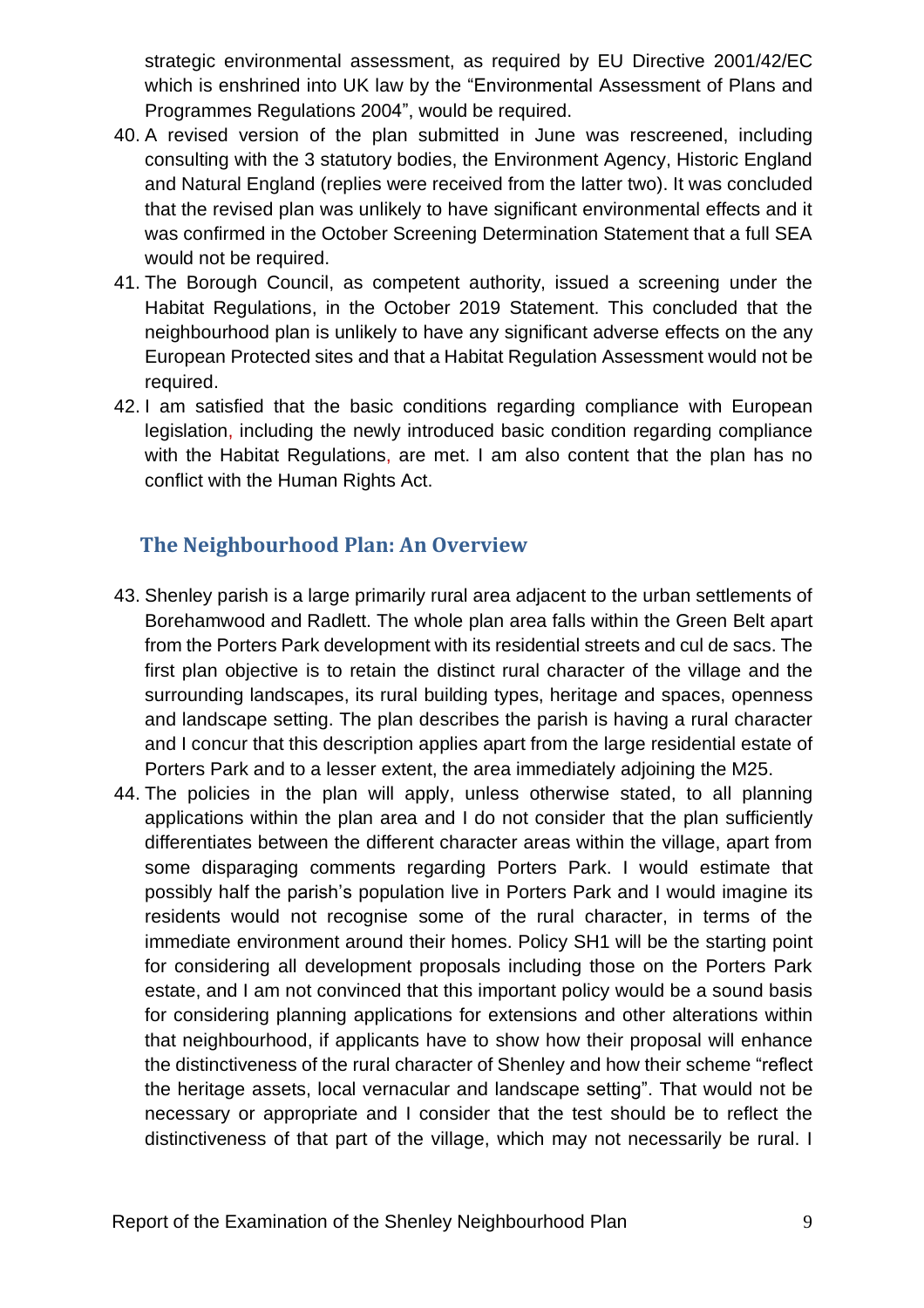strategic environmental assessment, as required by EU Directive 2001/42/EC which is enshrined into UK law by the "Environmental Assessment of Plans and Programmes Regulations 2004", would be required.

40. A revised version of the plan submitted in June was rescreened, including consulting with the 3 statutory bodies, the Environment Agency, Historic England and Natural England (replies were received from the latter two). It was concluded that the revised plan was unlikely to have significant environmental effects and it was confirmed in the October Screening Determination Statement that a full SEA would not be required.
41. The Borough Council, as competent authority, issued a screening under the Habitat Regulations, in the October 2019 Statement. This concluded that the neighbourhood plan is unlikely to have any significant adverse effects on the any European Protected sites and that a Habitat Regulation Assessment would not be required.
42. I am satisfied that the basic conditions regarding compliance with European legislation, including the newly introduced basic condition regarding compliance with the Habitat Regulations, are met. I am also content that the plan has no conflict with the Human Rights Act.

## The Neighbourhood Plan: An Overview

43. Shenley parish is a large primarily rural area adjacent to the urban settlements of Borehamwood and Radlett. The whole plan area falls within the Green Belt apart from the Porters Park development with its residential streets and cul de sacs. The first plan objective is to retain the distinct rural character of the village and the surrounding landscapes, its rural building types, heritage and spaces, openness and landscape setting. The plan describes the parish is having a rural character and I concur that this description applies apart from the large residential estate of Porters Park and to a lesser extent, the area immediately adjoining the M25.
44. The policies in the plan will apply, unless otherwise stated, to all planning applications within the plan area and I do not consider that the plan sufficiently differentiates between the different character areas within the village, apart from some disparaging comments regarding Porters Park. I would estimate that possibly half the parish's population live in Porters Park and I would imagine its residents would not recognise some of the rural character, in terms of the immediate environment around their homes. Policy SH1 will be the starting point for considering all development proposals including those on the Porters Park estate, and I am not convinced that this important policy would be a sound basis for considering planning applications for extensions and other alterations within that neighbourhood, if applicants have to show how their proposal will enhance the distinctiveness of the rural character of Shenley and how their scheme "reflect the heritage assets, local vernacular and landscape setting". That would not be necessary or appropriate and I consider that the test should be to reflect the distinctiveness of that part of the village, which may not necessarily be rural. I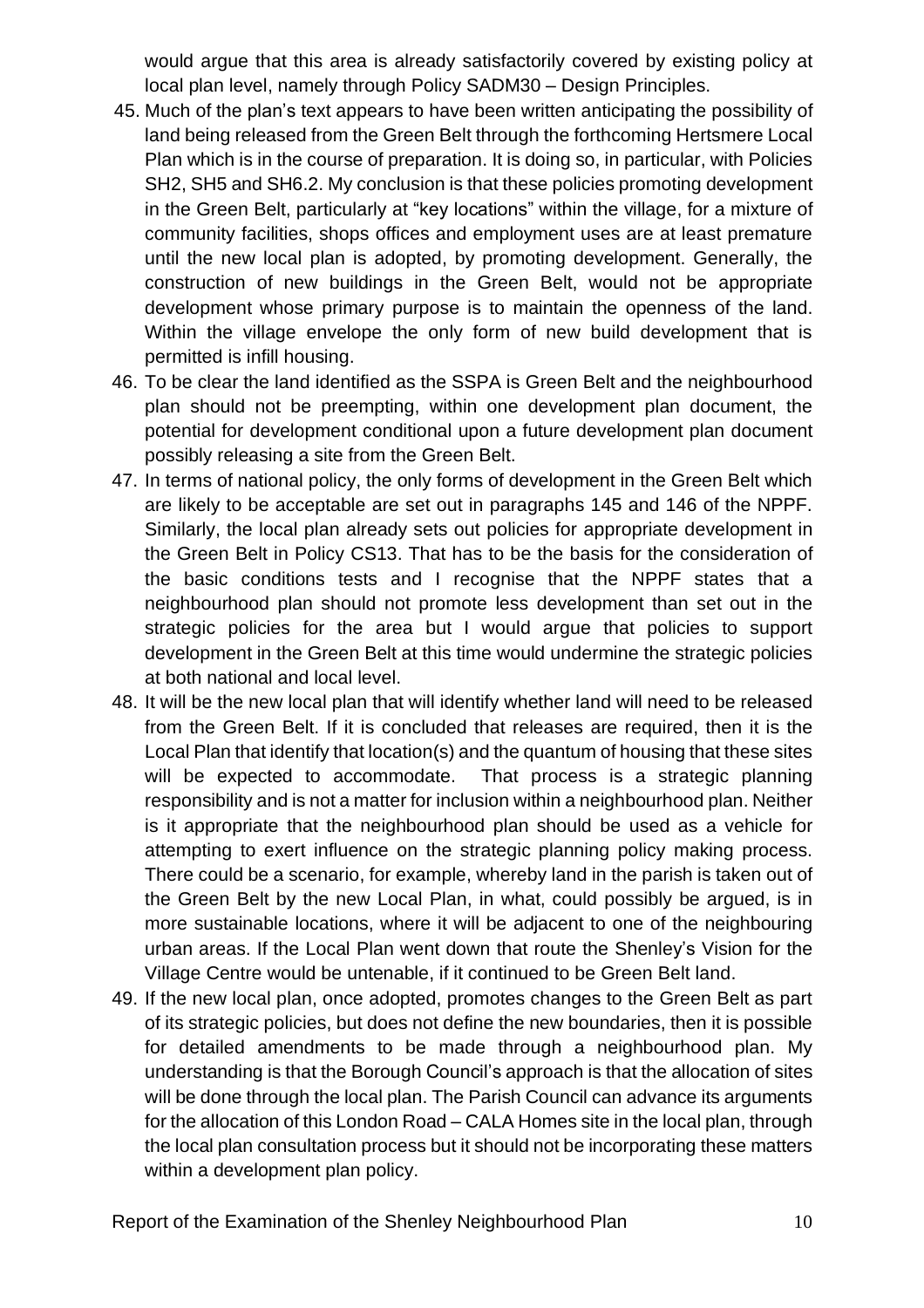would argue that this area is already satisfactorily covered by existing policy at local plan level, namely through Policy SADM30 – Design Principles.

45. Much of the plan's text appears to have been written anticipating the possibility of land being released from the Green Belt through the forthcoming Hertsmere Local Plan which is in the course of preparation. It is doing so, in particular, with Policies SH2, SH5 and SH6.2. My conclusion is that these policies promoting development in the Green Belt, particularly at "key locations" within the village, for a mixture of community facilities, shops offices and employment uses are at least premature until the new local plan is adopted, by promoting development. Generally, the construction of new buildings in the Green Belt, would not be appropriate development whose primary purpose is to maintain the openness of the land. Within the village envelope the only form of new build development that is permitted is infill housing.
46. To be clear the land identified as the SSPA is Green Belt and the neighbourhood plan should not be preempting, within one development plan document, the potential for development conditional upon a future development plan document possibly releasing a site from the Green Belt.
47. In terms of national policy, the only forms of development in the Green Belt which are likely to be acceptable are set out in paragraphs 145 and 146 of the NPPF. Similarly, the local plan already sets out policies for appropriate development in the Green Belt in Policy CS13. That has to be the basis for the consideration of the basic conditions tests and I recognise that the NPPF states that a neighbourhood plan should not promote less development than set out in the strategic policies for the area but I would argue that policies to support development in the Green Belt at this time would undermine the strategic policies at both national and local level.
48. It will be the new local plan that will identify whether land will need to be released from the Green Belt. If it is concluded that releases are required, then it is the Local Plan that identify that location(s) and the quantum of housing that these sites will be expected to accommodate. That process is a strategic planning responsibility and is not a matter for inclusion within a neighbourhood plan. Neither is it appropriate that the neighbourhood plan should be used as a vehicle for attempting to exert influence on the strategic planning policy making process. There could be a scenario, for example, whereby land in the parish is taken out of the Green Belt by the new Local Plan, in what, could possibly be argued, is in more sustainable locations, where it will be adjacent to one of the neighbouring urban areas. If the Local Plan went down that route the Shenley's Vision for the Village Centre would be untenable, if it continued to be Green Belt land.
49. If the new local plan, once adopted, promotes changes to the Green Belt as part of its strategic policies, but does not define the new boundaries, then it is possible for detailed amendments to be made through a neighbourhood plan. My understanding is that the Borough Council's approach is that the allocation of sites will be done through the local plan. The Parish Council can advance its arguments for the allocation of this London Road – CALA Homes site in the local plan, through the local plan consultation process but it should not be incorporating these matters within a development plan policy.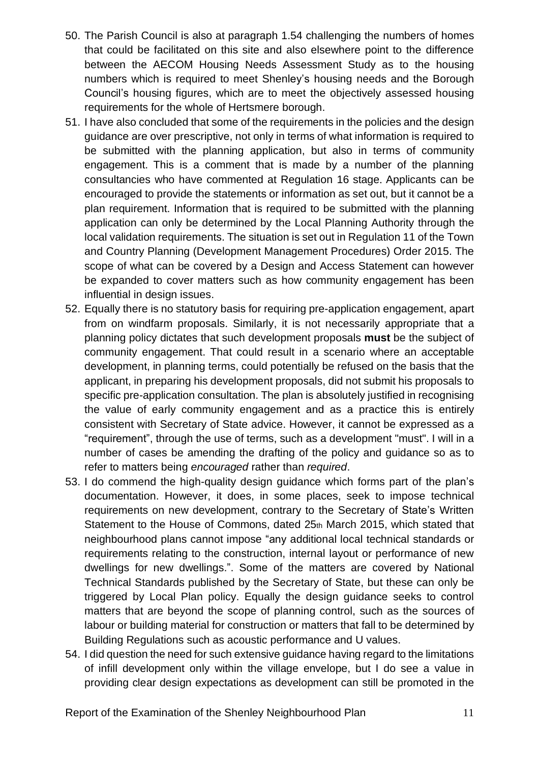50. The Parish Council is also at paragraph 1.54 challenging the numbers of homes that could be facilitated on this site and also elsewhere point to the difference between the AECOM Housing Needs Assessment Study as to the housing numbers which is required to meet Shenley's housing needs and the Borough Council's housing figures, which are to meet the objectively assessed housing requirements for the whole of Hertsmere borough.
51. I have also concluded that some of the requirements in the policies and the design guidance are over prescriptive, not only in terms of what information is required to be submitted with the planning application, but also in terms of community engagement. This is a comment that is made by a number of the planning consultancies who have commented at Regulation 16 stage. Applicants can be encouraged to provide the statements or information as set out, but it cannot be a plan requirement. Information that is required to be submitted with the planning application can only be determined by the Local Planning Authority through the local validation requirements. The situation is set out in Regulation 11 of the Town and Country Planning (Development Management Procedures) Order 2015. The scope of what can be covered by a Design and Access Statement can however be expanded to cover matters such as how community engagement has been influential in design issues.
52. Equally there is no statutory basis for requiring pre-application engagement, apart from on windfarm proposals. Similarly, it is not necessarily appropriate that a planning policy dictates that such development proposals **must** be the subject of community engagement. That could result in a scenario where an acceptable development, in planning terms, could potentially be refused on the basis that the applicant, in preparing his development proposals, did not submit his proposals to specific pre-application consultation. The plan is absolutely justified in recognising the value of early community engagement and as a practice this is entirely consistent with Secretary of State advice. However, it cannot be expressed as a "requirement", through the use of terms, such as a development "must". I will in a number of cases be amending the drafting of the policy and guidance so as to refer to matters being *encouraged* rather than *required*.
53. I do commend the high-quality design guidance which forms part of the plan's documentation. However, it does, in some places, seek to impose technical requirements on new development, contrary to the Secretary of State's Written Statement to the House of Commons, dated 25th March 2015, which stated that neighbourhood plans cannot impose "any additional local technical standards or requirements relating to the construction, internal layout or performance of new dwellings for new dwellings.". Some of the matters are covered by National Technical Standards published by the Secretary of State, but these can only be triggered by Local Plan policy. Equally the design guidance seeks to control matters that are beyond the scope of planning control, such as the sources of labour or building material for construction or matters that fall to be determined by Building Regulations such as acoustic performance and U values.
54. I did question the need for such extensive guidance having regard to the limitations of infill development only within the village envelope, but I do see a value in providing clear design expectations as development can still be promoted in the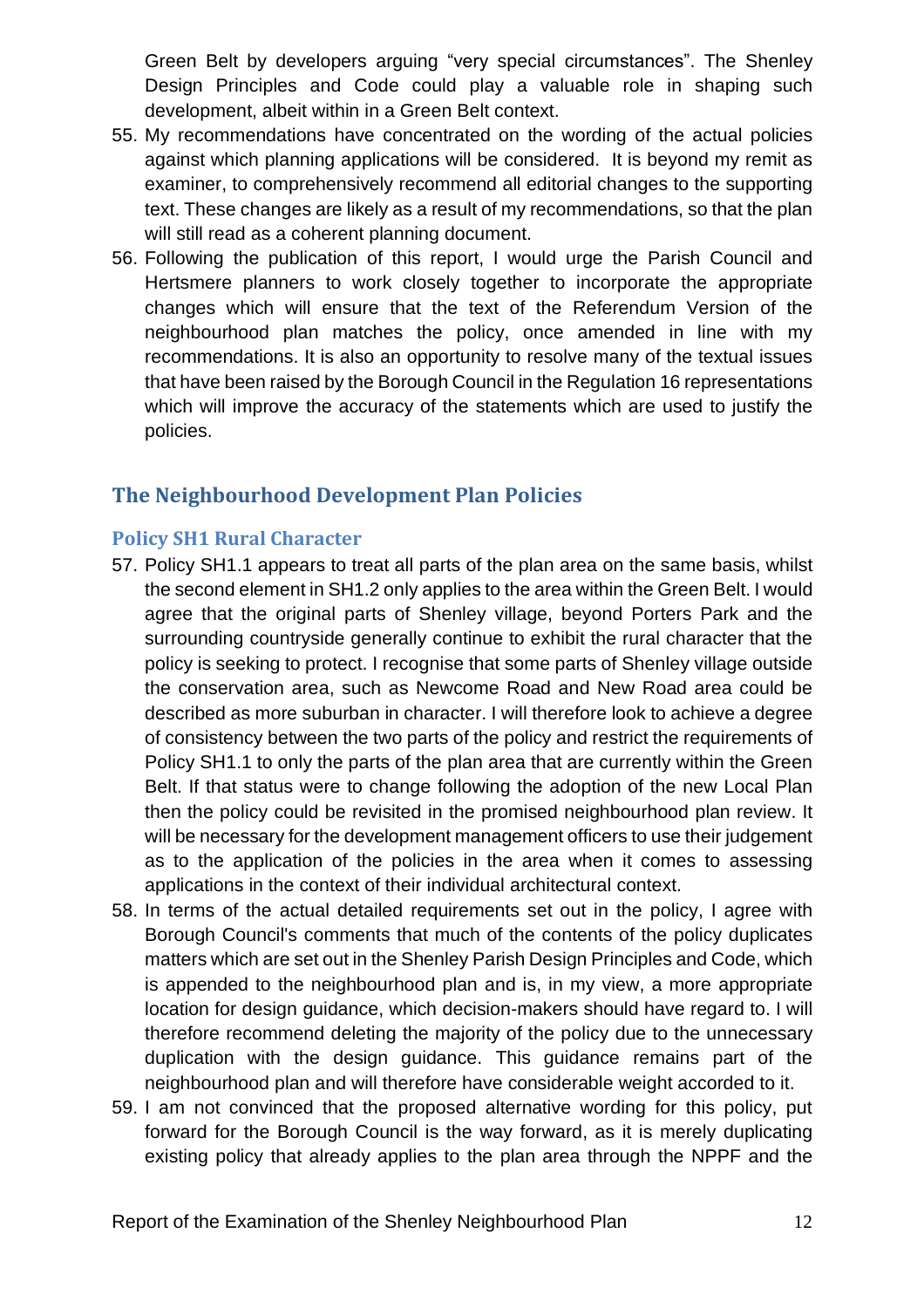Green Belt by developers arguing “very special circumstances”. The Shenley Design Principles and Code could play a valuable role in shaping such development, albeit within in a Green Belt context.

55. My recommendations have concentrated on the wording of the actual policies against which planning applications will be considered. It is beyond my remit as examiner, to comprehensively recommend all editorial changes to the supporting text. These changes are likely as a result of my recommendations, so that the plan will still read as a coherent planning document.
56. Following the publication of this report, I would urge the Parish Council and Hertsmere planners to work closely together to incorporate the appropriate changes which will ensure that the text of the Referendum Version of the neighbourhood plan matches the policy, once amended in line with my recommendations. It is also an opportunity to resolve many of the textual issues that have been raised by the Borough Council in the Regulation 16 representations which will improve the accuracy of the statements which are used to justify the policies.

## The Neighbourhood Development Plan Policies

### Policy SH1 Rural Character

57. Policy SH1.1 appears to treat all parts of the plan area on the same basis, whilst the second element in SH1.2 only applies to the area within the Green Belt. I would agree that the original parts of Shenley village, beyond Porters Park and the surrounding countryside generally continue to exhibit the rural character that the policy is seeking to protect. I recognise that some parts of Shenley village outside the conservation area, such as Newcome Road and New Road area could be described as more suburban in character. I will therefore look to achieve a degree of consistency between the two parts of the policy and restrict the requirements of Policy SH1.1 to only the parts of the plan area that are currently within the Green Belt. If that status were to change following the adoption of the new Local Plan then the policy could be revisited in the promised neighbourhood plan review. It will be necessary for the development management officers to use their judgement as to the application of the policies in the area when it comes to assessing applications in the context of their individual architectural context.
58. In terms of the actual detailed requirements set out in the policy, I agree with Borough Council's comments that much of the contents of the policy duplicates matters which are set out in the Shenley Parish Design Principles and Code, which is appended to the neighbourhood plan and is, in my view, a more appropriate location for design guidance, which decision-makers should have regard to. I will therefore recommend deleting the majority of the policy due to the unnecessary duplication with the design guidance. This guidance remains part of the neighbourhood plan and will therefore have considerable weight accorded to it.
59. I am not convinced that the proposed alternative wording for this policy, put forward for the Borough Council is the way forward, as it is merely duplicating existing policy that already applies to the plan area through the NPPF and the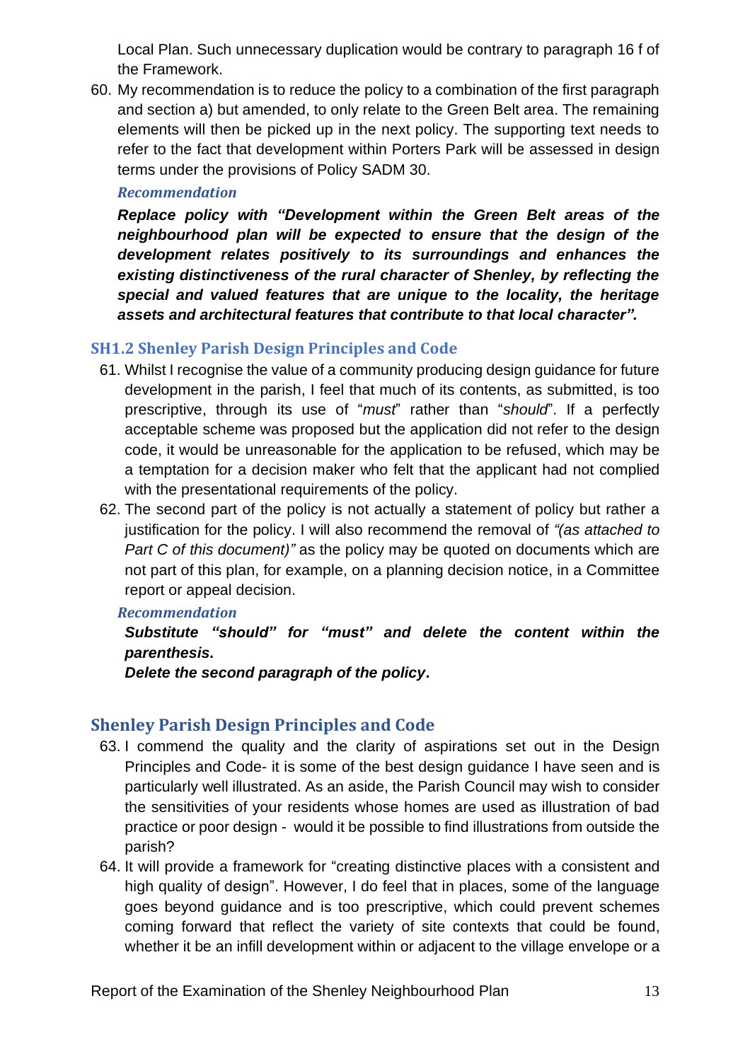Local Plan. Such unnecessary duplication would be contrary to paragraph 16 f of the Framework.

60. My recommendation is to reduce the policy to a combination of the first paragraph and section a) but amended, to only relate to the Green Belt area. The remaining elements will then be picked up in the next policy. The supporting text needs to refer to the fact that development within Porters Park will be assessed in design terms under the provisions of Policy SADM 30.

***Recommendation***

***Replace policy with "Development within the Green Belt areas of the neighbourhood plan will be expected to ensure that the design of the development relates positively to its surroundings and enhances the existing distinctiveness of the rural character of Shenley, by reflecting the special and valued features that are unique to the locality, the heritage assets and architectural features that contribute to that local character".***

## SH1.2 Shenley Parish Design Principles and Code

61. Whilst I recognise the value of a community producing design guidance for future development in the parish, I feel that much of its contents, as submitted, is too prescriptive, through its use of "*must*" rather than "*should*". If a perfectly acceptable scheme was proposed but the application did not refer to the design code, it would be unreasonable for the application to be refused, which may be a temptation for a decision maker who felt that the applicant had not complied with the presentational requirements of the policy.

62. The second part of the policy is not actually a statement of policy but rather a justification for the policy. I will also recommend the removal of *"(as attached to Part C of this document)"* as the policy may be quoted on documents which are not part of this plan, for example, on a planning decision notice, in a Committee report or appeal decision.

***Recommendation***

***Substitute "should" for "must" and delete the content within the parenthesis.***

***Delete the second paragraph of the policy.***

## Shenley Parish Design Principles and Code

63. I commend the quality and the clarity of aspirations set out in the Design Principles and Code- it is some of the best design guidance I have seen and is particularly well illustrated. As an aside, the Parish Council may wish to consider the sensitivities of your residents whose homes are used as illustration of bad practice or poor design - would it be possible to find illustrations from outside the parish?

64. It will provide a framework for "creating distinctive places with a consistent and high quality of design". However, I do feel that in places, some of the language goes beyond guidance and is too prescriptive, which could prevent schemes coming forward that reflect the variety of site contexts that could be found, whether it be an infill development within or adjacent to the village envelope or a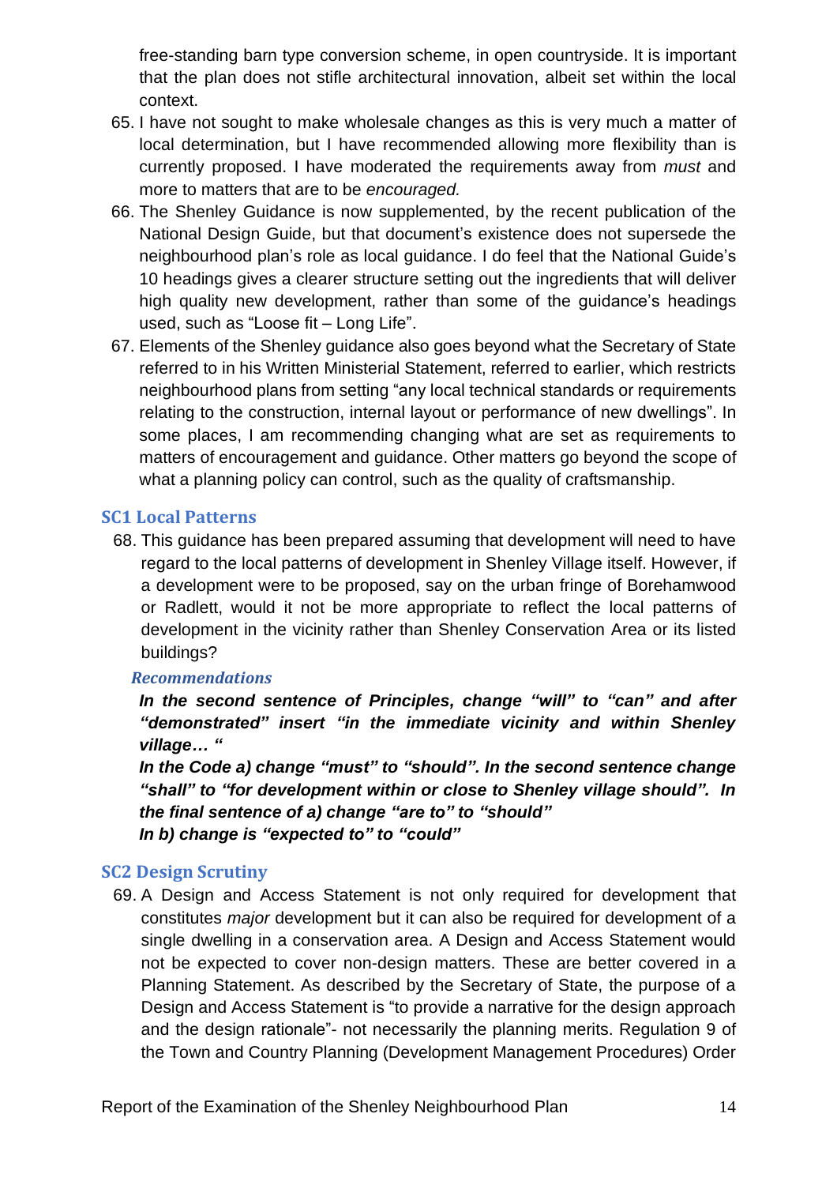free-standing barn type conversion scheme, in open countryside. It is important that the plan does not stifle architectural innovation, albeit set within the local context.

65. I have not sought to make wholesale changes as this is very much a matter of local determination, but I have recommended allowing more flexibility than is currently proposed. I have moderated the requirements away from *must* and more to matters that are to be *encouraged.*
66. The Shenley Guidance is now supplemented, by the recent publication of the National Design Guide, but that document's existence does not supersede the neighbourhood plan's role as local guidance. I do feel that the National Guide's 10 headings gives a clearer structure setting out the ingredients that will deliver high quality new development, rather than some of the guidance's headings used, such as "Loose fit – Long Life".
67. Elements of the Shenley guidance also goes beyond what the Secretary of State referred to in his Written Ministerial Statement, referred to earlier, which restricts neighbourhood plans from setting "any local technical standards or requirements relating to the construction, internal layout or performance of new dwellings". In some places, I am recommending changing what are set as requirements to matters of encouragement and guidance. Other matters go beyond the scope of what a planning policy can control, such as the quality of craftsmanship.

## SC1 Local Patterns

68. This guidance has been prepared assuming that development will need to have regard to the local patterns of development in Shenley Village itself. However, if a development were to be proposed, say on the urban fringe of Borehamwood or Radlett, would it not be more appropriate to reflect the local patterns of development in the vicinity rather than Shenley Conservation Area or its listed buildings?

### *Recommendations*

***In the second sentence of Principles, change "will" to "can" and after "demonstrated" insert "in the immediate vicinity and within Shenley village… "***

***In the Code a) change "must" to "should". In the second sentence change "shall" to "for development within or close to Shenley village should". In the final sentence of a) change "are to" to "should"***

***In b) change is "expected to" to "could"***

## SC2 Design Scrutiny

69. A Design and Access Statement is not only required for development that constitutes *major* development but it can also be required for development of a single dwelling in a conservation area. A Design and Access Statement would not be expected to cover non-design matters. These are better covered in a Planning Statement. As described by the Secretary of State, the purpose of a Design and Access Statement is "to provide a narrative for the design approach and the design rationale"- not necessarily the planning merits. Regulation 9 of the Town and Country Planning (Development Management Procedures) Order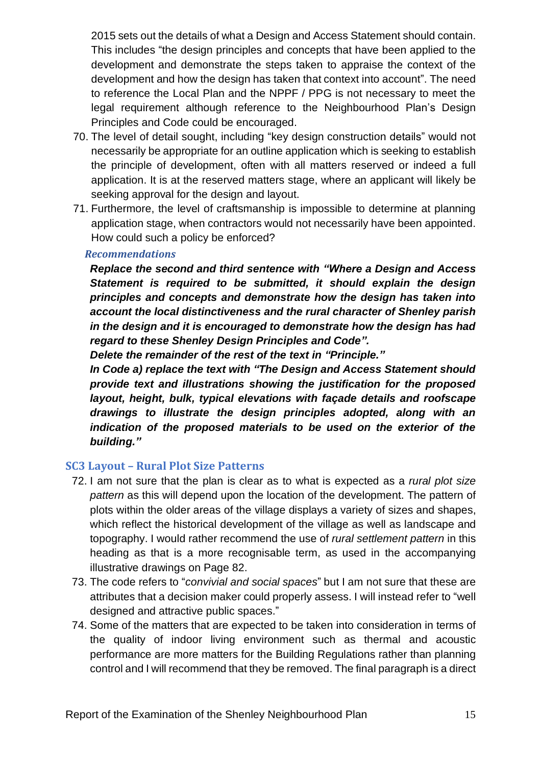2015 sets out the details of what a Design and Access Statement should contain. This includes "the design principles and concepts that have been applied to the development and demonstrate the steps taken to appraise the context of the development and how the design has taken that context into account". The need to reference the Local Plan and the NPPF / PPG is not necessary to meet the legal requirement although reference to the Neighbourhood Plan's Design Principles and Code could be encouraged.

70. The level of detail sought, including "key design construction details" would not necessarily be appropriate for an outline application which is seeking to establish the principle of development, often with all matters reserved or indeed a full application. It is at the reserved matters stage, where an applicant will likely be seeking approval for the design and layout.
71. Furthermore, the level of craftsmanship is impossible to determine at planning application stage, when contractors would not necessarily have been appointed. How could such a policy be enforced?

*Recommendations*

***Replace the second and third sentence with "Where a Design and Access Statement is required to be submitted, it should explain the design principles and concepts and demonstrate how the design has taken into account the local distinctiveness and the rural character of Shenley parish in the design and it is encouraged to demonstrate how the design has had regard to these Shenley Design Principles and Code".***

***Delete the remainder of the rest of the text in "Principle."***

***In Code a) replace the text with "The Design and Access Statement should provide text and illustrations showing the justification for the proposed layout, height, bulk, typical elevations with façade details and roofscape drawings to illustrate the design principles adopted, along with an indication of the proposed materials to be used on the exterior of the building."***

## SC3 Layout – Rural Plot Size Patterns

72. I am not sure that the plan is clear as to what is expected as a *rural plot size pattern* as this will depend upon the location of the development. The pattern of plots within the older areas of the village displays a variety of sizes and shapes, which reflect the historical development of the village as well as landscape and topography. I would rather recommend the use of *rural settlement pattern* in this heading as that is a more recognisable term, as used in the accompanying illustrative drawings on Page 82.
73. The code refers to "*convivial and social spaces*" but I am not sure that these are attributes that a decision maker could properly assess. I will instead refer to "well designed and attractive public spaces."
74. Some of the matters that are expected to be taken into consideration in terms of the quality of indoor living environment such as thermal and acoustic performance are more matters for the Building Regulations rather than planning control and I will recommend that they be removed. The final paragraph is a direct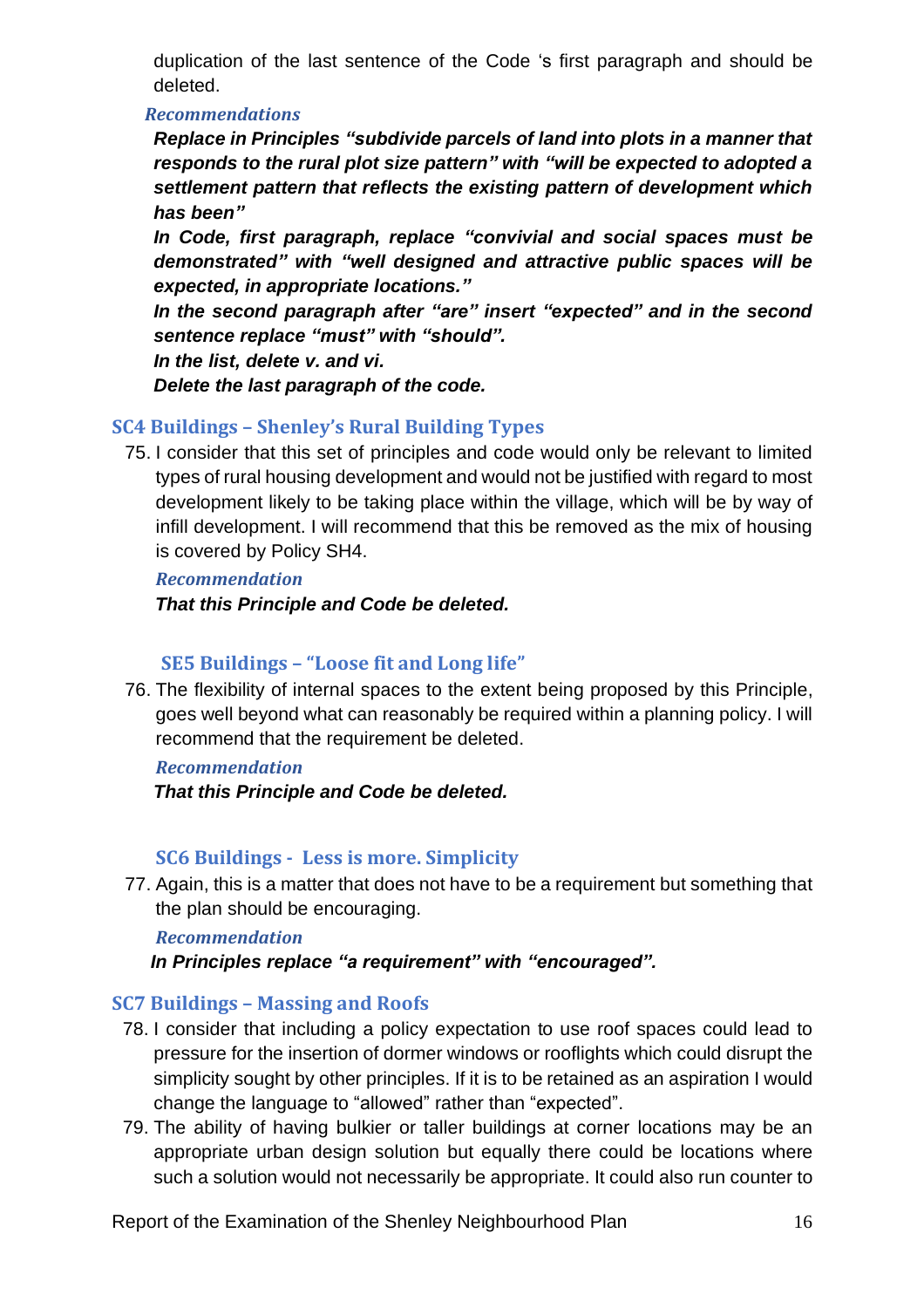duplication of the last sentence of the Code 's first paragraph and should be deleted.

*Recommendations*

***Replace in Principles "subdivide parcels of land into plots in a manner that responds to the rural plot size pattern" with "will be expected to adopted a settlement pattern that reflects the existing pattern of development which has been"***

***In Code, first paragraph, replace "convivial and social spaces must be demonstrated" with "well designed and attractive public spaces will be expected, in appropriate locations."***

***In the second paragraph after "are" insert "expected" and in the second sentence replace "must" with "should".***

***In the list, delete v. and vi.***

***Delete the last paragraph of the code.***

### SC4 Buildings – Shenley's Rural Building Types

75. I consider that this set of principles and code would only be relevant to limited types of rural housing development and would not be justified with regard to most development likely to be taking place within the village, which will be by way of infill development. I will recommend that this be removed as the mix of housing is covered by Policy SH4.

*Recommendation*

***That this Principle and Code be deleted.***

### SE5 Buildings – "Loose fit and Long life"

76. The flexibility of internal spaces to the extent being proposed by this Principle, goes well beyond what can reasonably be required within a planning policy. I will recommend that the requirement be deleted.

*Recommendation*

***That this Principle and Code be deleted.***

### SC6 Buildings - Less is more. Simplicity

77. Again, this is a matter that does not have to be a requirement but something that the plan should be encouraging.

*Recommendation*

***In Principles replace "a requirement" with "encouraged".***

### SC7 Buildings – Massing and Roofs

78. I consider that including a policy expectation to use roof spaces could lead to pressure for the insertion of dormer windows or rooflights which could disrupt the simplicity sought by other principles. If it is to be retained as an aspiration I would change the language to "allowed" rather than "expected".

79. The ability of having bulkier or taller buildings at corner locations may be an appropriate urban design solution but equally there could be locations where such a solution would not necessarily be appropriate. It could also run counter to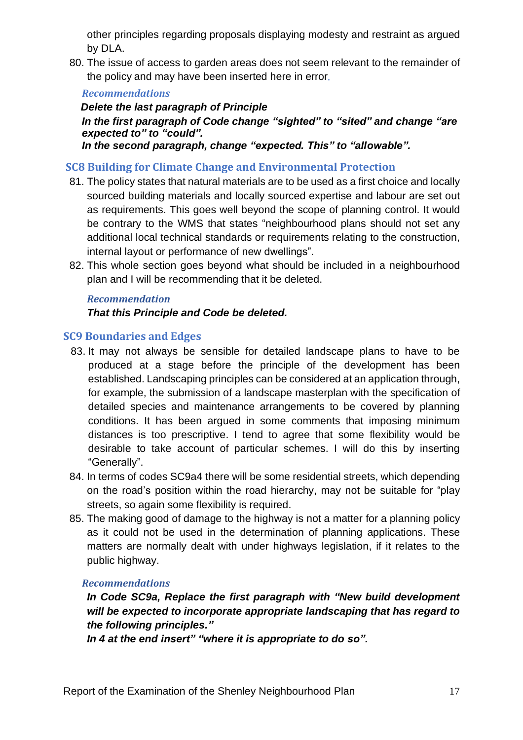other principles regarding proposals displaying modesty and restraint as argued by DLA.

80. The issue of access to garden areas does not seem relevant to the remainder of the policy and may have been inserted here in error.

*Recommendations*

***Delete the last paragraph of Principle***

***In the first paragraph of Code change "sighted" to "sited" and change "are expected to" to "could".***

***In the second paragraph, change "expected. This" to "allowable".***

## SC8 Building for Climate Change and Environmental Protection

81. The policy states that natural materials are to be used as a first choice and locally sourced building materials and locally sourced expertise and labour are set out as requirements. This goes well beyond the scope of planning control. It would be contrary to the WMS that states "neighbourhood plans should not set any additional local technical standards or requirements relating to the construction, internal layout or performance of new dwellings".
82. This whole section goes beyond what should be included in a neighbourhood plan and I will be recommending that it be deleted.

*Recommendation*

***That this Principle and Code be deleted.***

## SC9 Boundaries and Edges

83. It may not always be sensible for detailed landscape plans to have to be produced at a stage before the principle of the development has been established. Landscaping principles can be considered at an application through, for example, the submission of a landscape masterplan with the specification of detailed species and maintenance arrangements to be covered by planning conditions. It has been argued in some comments that imposing minimum distances is too prescriptive. I tend to agree that some flexibility would be desirable to take account of particular schemes. I will do this by inserting "Generally".
84. In terms of codes SC9a4 there will be some residential streets, which depending on the road's position within the road hierarchy, may not be suitable for "play streets, so again some flexibility is required.
85. The making good of damage to the highway is not a matter for a planning policy as it could not be used in the determination of planning applications. These matters are normally dealt with under highways legislation, if it relates to the public highway.

*Recommendations*

***In Code SC9a, Replace the first paragraph with "New build development will be expected to incorporate appropriate landscaping that has regard to the following principles."***

***In 4 at the end insert" "where it is appropriate to do so".***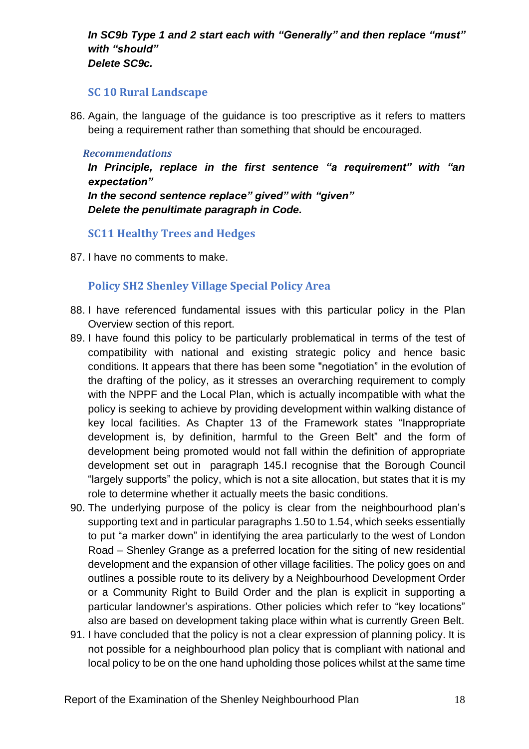***In SC9b Type 1 and 2 start each with "Generally" and then replace "must" with "should"***
***Delete SC9c.***

### SC 10 Rural Landscape

86. Again, the language of the guidance is too prescriptive as it refers to matters being a requirement rather than something that should be encouraged.

#### *Recommendations*

***In Principle, replace in the first sentence "a requirement" with "an expectation"***
***In the second sentence replace" gived" with "given"***
***Delete the penultimate paragraph in Code.***

### SC11 Healthy Trees and Hedges

87. I have no comments to make.

### Policy SH2 Shenley Village Special Policy Area

88. I have referenced fundamental issues with this particular policy in the Plan Overview section of this report.
89. I have found this policy to be particularly problematical in terms of the test of compatibility with national and existing strategic policy and hence basic conditions. It appears that there has been some "negotiation" in the evolution of the drafting of the policy, as it stresses an overarching requirement to comply with the NPPF and the Local Plan, which is actually incompatible with what the policy is seeking to achieve by providing development within walking distance of key local facilities. As Chapter 13 of the Framework states "Inappropriate development is, by definition, harmful to the Green Belt" and the form of development being promoted would not fall within the definition of appropriate development set out in paragraph 145.I recognise that the Borough Council "largely supports" the policy, which is not a site allocation, but states that it is my role to determine whether it actually meets the basic conditions.
90. The underlying purpose of the policy is clear from the neighbourhood plan's supporting text and in particular paragraphs 1.50 to 1.54, which seeks essentially to put "a marker down" in identifying the area particularly to the west of London Road – Shenley Grange as a preferred location for the siting of new residential development and the expansion of other village facilities. The policy goes on and outlines a possible route to its delivery by a Neighbourhood Development Order or a Community Right to Build Order and the plan is explicit in supporting a particular landowner's aspirations. Other policies which refer to "key locations" also are based on development taking place within what is currently Green Belt.
91. I have concluded that the policy is not a clear expression of planning policy. It is not possible for a neighbourhood plan policy that is compliant with national and local policy to be on the one hand upholding those polices whilst at the same time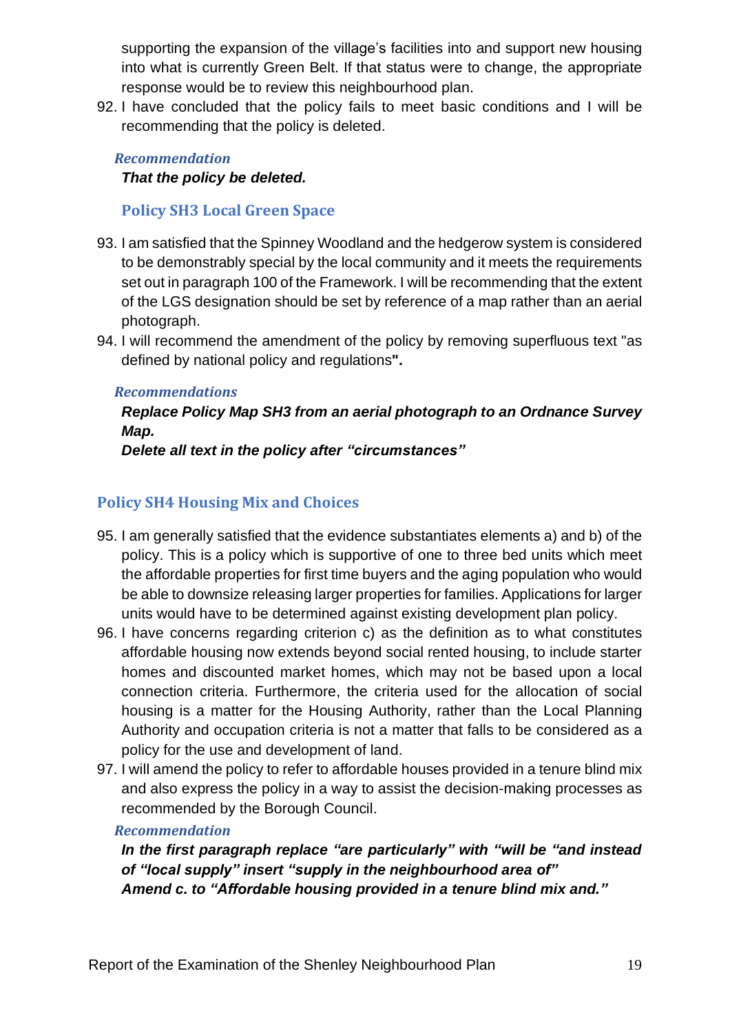supporting the expansion of the village's facilities into and support new housing into what is currently Green Belt. If that status were to change, the appropriate response would be to review this neighbourhood plan.

92. I have concluded that the policy fails to meet basic conditions and I will be recommending that the policy is deleted.

***Recommendation***

***That the policy be deleted.***

### Policy SH3 Local Green Space

93. I am satisfied that the Spinney Woodland and the hedgerow system is considered to be demonstrably special by the local community and it meets the requirements set out in paragraph 100 of the Framework. I will be recommending that the extent of the LGS designation should be set by reference of a map rather than an aerial photograph.
94. I will recommend the amendment of the policy by removing superfluous text "as defined by national policy and regulations**".**

***Recommendations***

***Replace Policy Map SH3 from an aerial photograph to an Ordnance Survey Map.***

***Delete all text in the policy after "circumstances"***

## Policy SH4 Housing Mix and Choices

95. I am generally satisfied that the evidence substantiates elements a) and b) of the policy. This is a policy which is supportive of one to three bed units which meet the affordable properties for first time buyers and the aging population who would be able to downsize releasing larger properties for families. Applications for larger units would have to be determined against existing development plan policy.
96. I have concerns regarding criterion c) as the definition as to what constitutes affordable housing now extends beyond social rented housing, to include starter homes and discounted market homes, which may not be based upon a local connection criteria. Furthermore, the criteria used for the allocation of social housing is a matter for the Housing Authority, rather than the Local Planning Authority and occupation criteria is not a matter that falls to be considered as a policy for the use and development of land.
97. I will amend the policy to refer to affordable houses provided in a tenure blind mix and also express the policy in a way to assist the decision-making processes as recommended by the Borough Council.

***Recommendation***

***In the first paragraph replace "are particularly" with "will be "and instead of "local supply" insert "supply in the neighbourhood area of"***

***Amend c. to "Affordable housing provided in a tenure blind mix and."***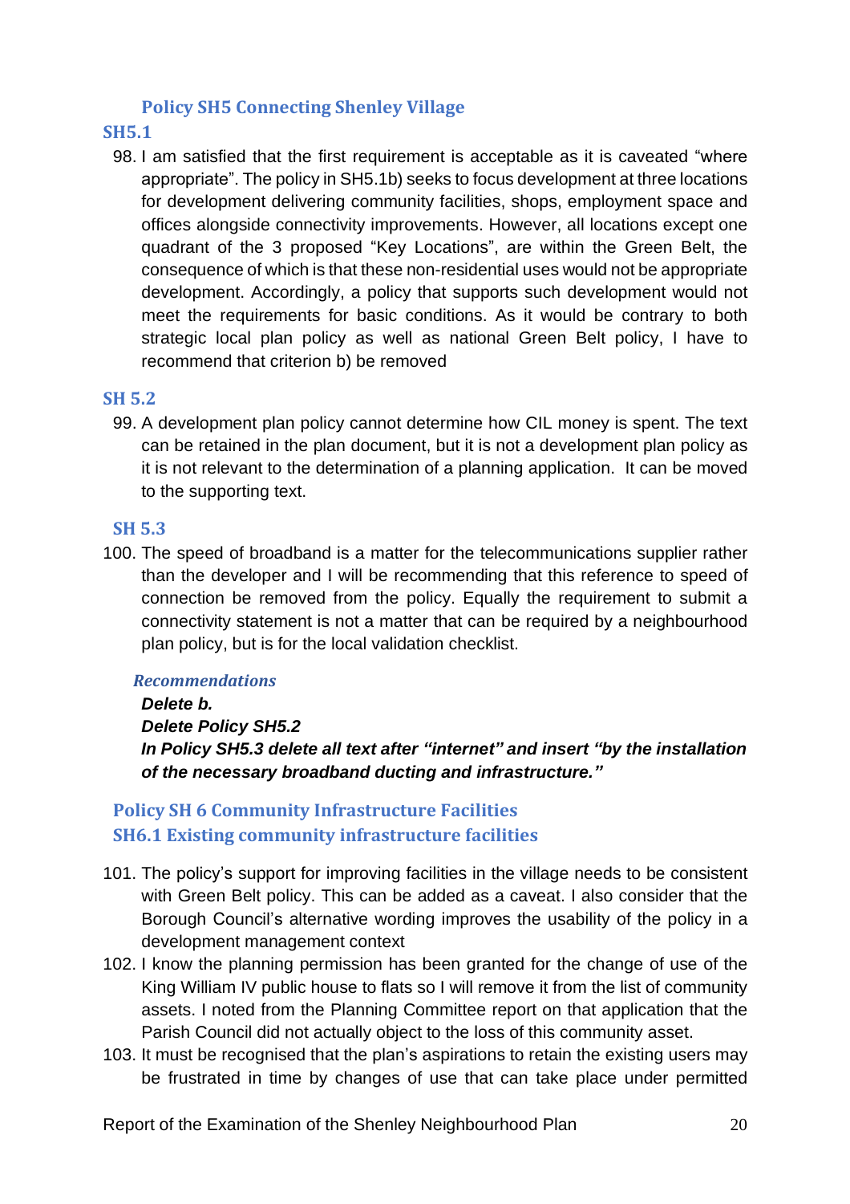### Policy SH5 Connecting Shenley Village

#### SH5.1

98. I am satisfied that the first requirement is acceptable as it is caveated “where appropriate”. The policy in SH5.1b) seeks to focus development at three locations for development delivering community facilities, shops, employment space and offices alongside connectivity improvements. However, all locations except one quadrant of the 3 proposed “Key Locations”, are within the Green Belt, the consequence of which is that these non-residential uses would not be appropriate development. Accordingly, a policy that supports such development would not meet the requirements for basic conditions. As it would be contrary to both strategic local plan policy as well as national Green Belt policy, I have to recommend that criterion b) be removed

#### SH 5.2

99. A development plan policy cannot determine how CIL money is spent. The text can be retained in the plan document, but it is not a development plan policy as it is not relevant to the determination of a planning application. It can be moved to the supporting text.

#### SH 5.3

100. The speed of broadband is a matter for the telecommunications supplier rather than the developer and I will be recommending that this reference to speed of connection be removed from the policy. Equally the requirement to submit a connectivity statement is not a matter that can be required by a neighbourhood plan policy, but is for the local validation checklist.

***Recommendations***

***Delete b.***

***Delete Policy SH5.2***

***In Policy SH5.3 delete all text after “internet” and insert “by the installation of the necessary broadband ducting and infrastructure.”***

### Policy SH 6 Community Infrastructure Facilities

#### SH6.1 Existing community infrastructure facilities

101. The policy’s support for improving facilities in the village needs to be consistent with Green Belt policy. This can be added as a caveat. I also consider that the Borough Council’s alternative wording improves the usability of the policy in a development management context
102. I know the planning permission has been granted for the change of use of the King William IV public house to flats so I will remove it from the list of community assets. I noted from the Planning Committee report on that application that the Parish Council did not actually object to the loss of this community asset.
103. It must be recognised that the plan’s aspirations to retain the existing users may be frustrated in time by changes of use that can take place under permitted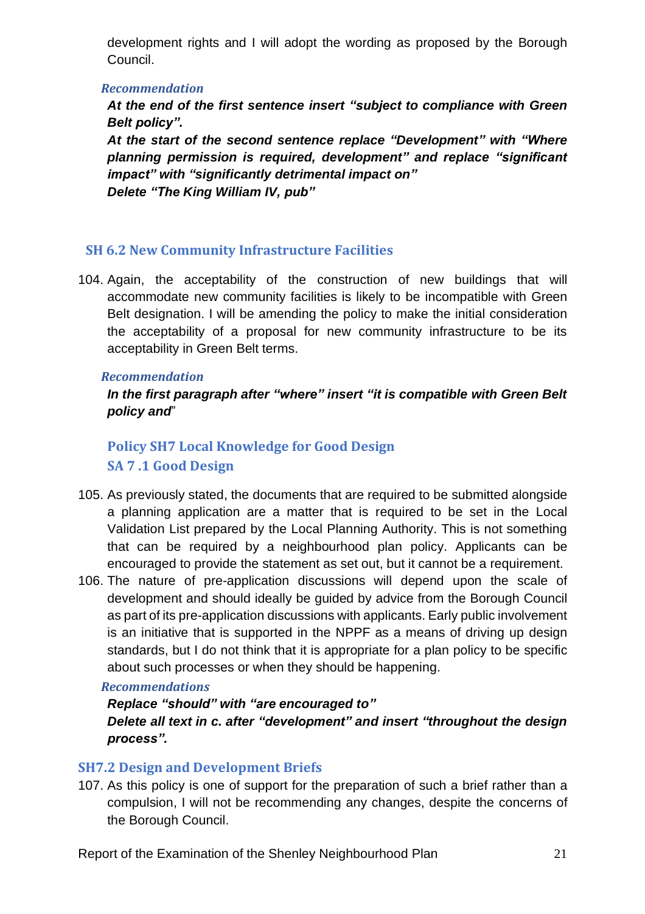development rights and I will adopt the wording as proposed by the Borough Council.

*Recommendation*

***At the end of the first sentence insert "subject to compliance with Green Belt policy".***

***At the start of the second sentence replace "Development" with "Where planning permission is required, development" and replace "significant impact" with "significantly detrimental impact on"***

***Delete "The King William IV, pub"***

### SH 6.2 New Community Infrastructure Facilities

104. Again, the acceptability of the construction of new buildings that will accommodate new community facilities is likely to be incompatible with Green Belt designation. I will be amending the policy to make the initial consideration the acceptability of a proposal for new community infrastructure to be its acceptability in Green Belt terms.

*Recommendation*

***In the first paragraph after "where" insert "it is compatible with Green Belt policy and"***

### Policy SH7 Local Knowledge for Good Design

### SA 7 .1 Good Design

105. As previously stated, the documents that are required to be submitted alongside a planning application are a matter that is required to be set in the Local Validation List prepared by the Local Planning Authority. This is not something that can be required by a neighbourhood plan policy. Applicants can be encouraged to provide the statement as set out, but it cannot be a requirement.

106. The nature of pre-application discussions will depend upon the scale of development and should ideally be guided by advice from the Borough Council as part of its pre-application discussions with applicants. Early public involvement is an initiative that is supported in the NPPF as a means of driving up design standards, but I do not think that it is appropriate for a plan policy to be specific about such processes or when they should be happening.

*Recommendations*

***Replace "should" with "are encouraged to"***

***Delete all text in c. after "development" and insert "throughout the design process".***

### SH7.2 Design and Development Briefs

107. As this policy is one of support for the preparation of such a brief rather than a compulsion, I will not be recommending any changes, despite the concerns of the Borough Council.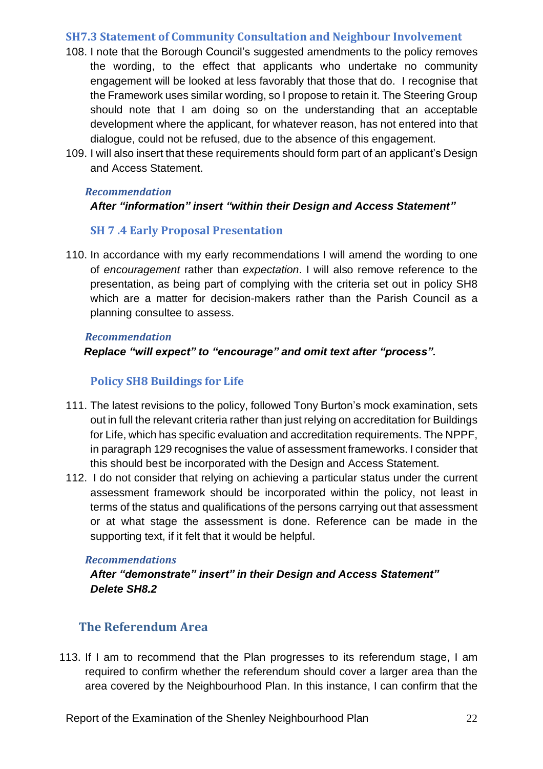### SH7.3 Statement of Community Consultation and Neighbour Involvement

108. I note that the Borough Council's suggested amendments to the policy removes the wording, to the effect that applicants who undertake no community engagement will be looked at less favorably that those that do. I recognise that the Framework uses similar wording, so I propose to retain it. The Steering Group should note that I am doing so on the understanding that an acceptable development where the applicant, for whatever reason, has not entered into that dialogue, could not be refused, due to the absence of this engagement.
109. I will also insert that these requirements should form part of an applicant's Design and Access Statement.

***Recommendation***

***After "information" insert "within their Design and Access Statement"***

### SH 7 .4 Early Proposal Presentation

110. In accordance with my early recommendations I will amend the wording to one of *encouragement* rather than *expectation*. I will also remove reference to the presentation, as being part of complying with the criteria set out in policy SH8 which are a matter for decision-makers rather than the Parish Council as a planning consultee to assess.

***Recommendation***

***Replace "will expect" to "encourage" and omit text after "process".***

### Policy SH8 Buildings for Life

111. The latest revisions to the policy, followed Tony Burton's mock examination, sets out in full the relevant criteria rather than just relying on accreditation for Buildings for Life, which has specific evaluation and accreditation requirements. The NPPF, in paragraph 129 recognises the value of assessment frameworks. I consider that this should best be incorporated with the Design and Access Statement.
112. I do not consider that relying on achieving a particular status under the current assessment framework should be incorporated within the policy, not least in terms of the status and qualifications of the persons carrying out that assessment or at what stage the assessment is done. Reference can be made in the supporting text, if it felt that it would be helpful.

***Recommendations***

***After "demonstrate" insert" in their Design and Access Statement"***
***Delete SH8.2***

## The Referendum Area

113. If I am to recommend that the Plan progresses to its referendum stage, I am required to confirm whether the referendum should cover a larger area than the area covered by the Neighbourhood Plan. In this instance, I can confirm that the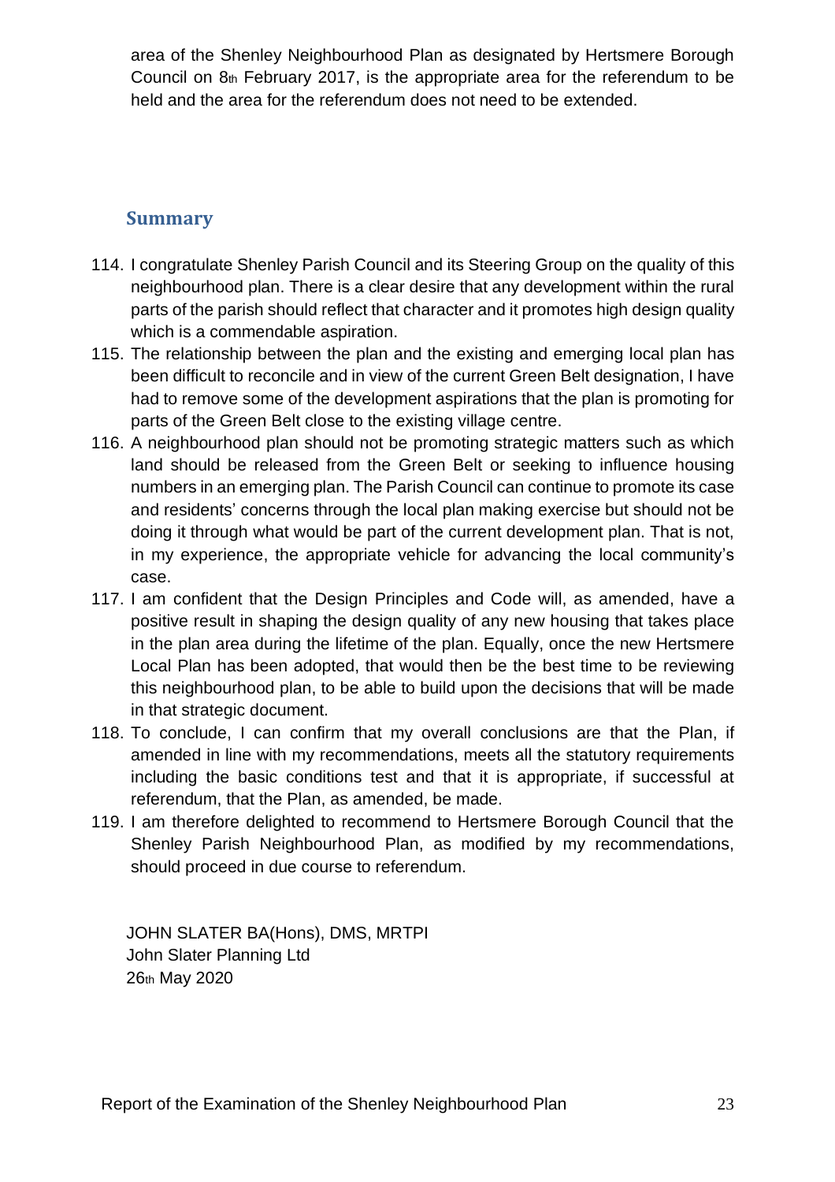area of the Shenley Neighbourhood Plan as designated by Hertsmere Borough Council on 8th February 2017, is the appropriate area for the referendum to be held and the area for the referendum does not need to be extended.

## Summary

114. I congratulate Shenley Parish Council and its Steering Group on the quality of this neighbourhood plan. There is a clear desire that any development within the rural parts of the parish should reflect that character and it promotes high design quality which is a commendable aspiration.
115. The relationship between the plan and the existing and emerging local plan has been difficult to reconcile and in view of the current Green Belt designation, I have had to remove some of the development aspirations that the plan is promoting for parts of the Green Belt close to the existing village centre.
116. A neighbourhood plan should not be promoting strategic matters such as which land should be released from the Green Belt or seeking to influence housing numbers in an emerging plan. The Parish Council can continue to promote its case and residents' concerns through the local plan making exercise but should not be doing it through what would be part of the current development plan. That is not, in my experience, the appropriate vehicle for advancing the local community's case.
117. I am confident that the Design Principles and Code will, as amended, have a positive result in shaping the design quality of any new housing that takes place in the plan area during the lifetime of the plan. Equally, once the new Hertsmere Local Plan has been adopted, that would then be the best time to be reviewing this neighbourhood plan, to be able to build upon the decisions that will be made in that strategic document.
118. To conclude, I can confirm that my overall conclusions are that the Plan, if amended in line with my recommendations, meets all the statutory requirements including the basic conditions test and that it is appropriate, if successful at referendum, that the Plan, as amended, be made.
119. I am therefore delighted to recommend to Hertsmere Borough Council that the Shenley Parish Neighbourhood Plan, as modified by my recommendations, should proceed in due course to referendum.

JOHN SLATER BA(Hons), DMS, MRTPI
John Slater Planning Ltd
26th May 2020